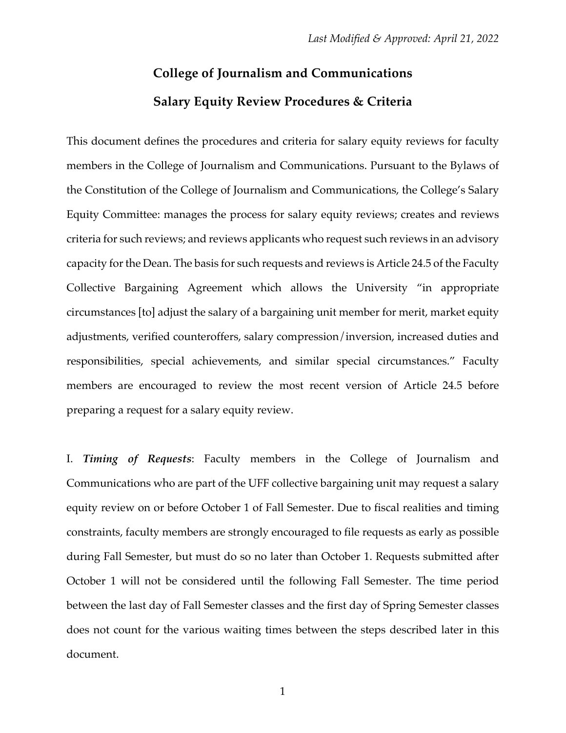*Last Modified & Approved: April 21, 2022*

# College of Journalism and Communications

## Salary Equity Review Procedures & Criteria

This document defines the procedures and criteria for salary equity reviews for faculty members in the College of Journalism and Communications. Pursuant to the Bylaws of the Constitution of the College of Journalism and Communications, the College's Salary Equity Committee: manages the process for salary equity reviews; creates and reviews criteria for such reviews; and reviews applicants who request such reviews in an advisory capacity for the Dean. The basis for such requests and reviews is Article 24.5 of the Faculty Collective Bargaining Agreement which allows the University "in appropriate circumstances [to] adjust the salary of a bargaining unit member for merit, market equity adjustments, verified counteroffers, salary compression/inversion, increased duties and responsibilities, special achievements, and similar special circumstances." Faculty members are encouraged to review the most recent version of Article 24.5 before preparing a request for a salary equity review.

I. ***Timing of Requests***: Faculty members in the College of Journalism and Communications who are part of the UFF collective bargaining unit may request a salary equity review on or before October 1 of Fall Semester. Due to fiscal realities and timing constraints, faculty members are strongly encouraged to file requests as early as possible during Fall Semester, but must do so no later than October 1. Requests submitted after October 1 will not be considered until the following Fall Semester. The time period between the last day of Fall Semester classes and the first day of Spring Semester classes does not count for the various waiting times between the steps described later in this document.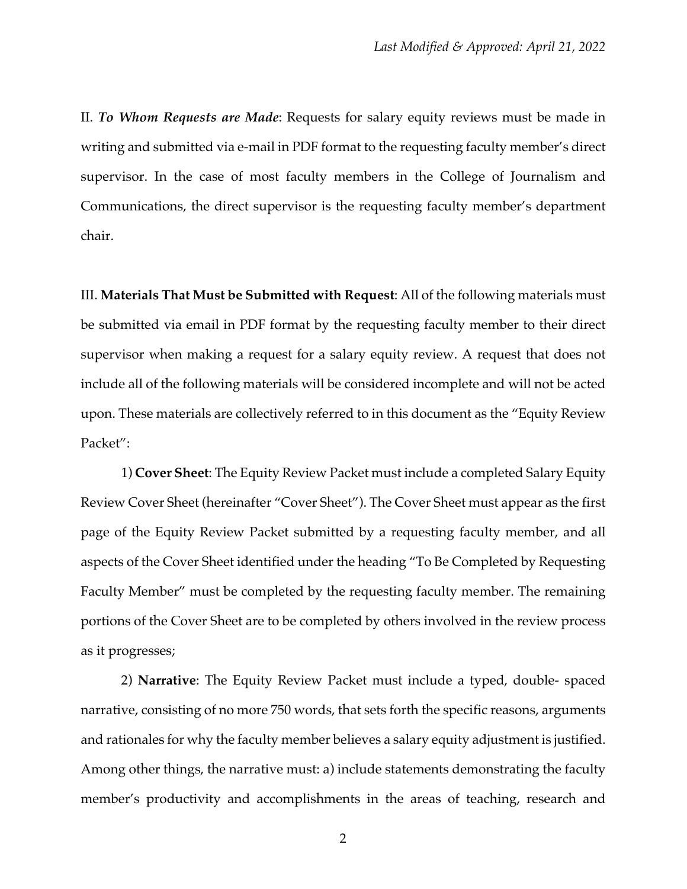II. ***To Whom Requests are Made***: Requests for salary equity reviews must be made in writing and submitted via e-mail in PDF format to the requesting faculty member's direct supervisor. In the case of most faculty members in the College of Journalism and Communications, the direct supervisor is the requesting faculty member's department chair.

III. **Materials That Must be Submitted with Request**: All of the following materials must be submitted via email in PDF format by the requesting faculty member to their direct supervisor when making a request for a salary equity review. A request that does not include all of the following materials will be considered incomplete and will not be acted upon. These materials are collectively referred to in this document as the "Equity Review Packet":

1) **Cover Sheet**: The Equity Review Packet must include a completed Salary Equity Review Cover Sheet (hereinafter "Cover Sheet"). The Cover Sheet must appear as the first page of the Equity Review Packet submitted by a requesting faculty member, and all aspects of the Cover Sheet identified under the heading "To Be Completed by Requesting Faculty Member" must be completed by the requesting faculty member. The remaining portions of the Cover Sheet are to be completed by others involved in the review process as it progresses;

2) **Narrative**: The Equity Review Packet must include a typed, double- spaced narrative, consisting of no more 750 words, that sets forth the specific reasons, arguments and rationales for why the faculty member believes a salary equity adjustment is justified. Among other things, the narrative must: a) include statements demonstrating the faculty member's productivity and accomplishments in the areas of teaching, research and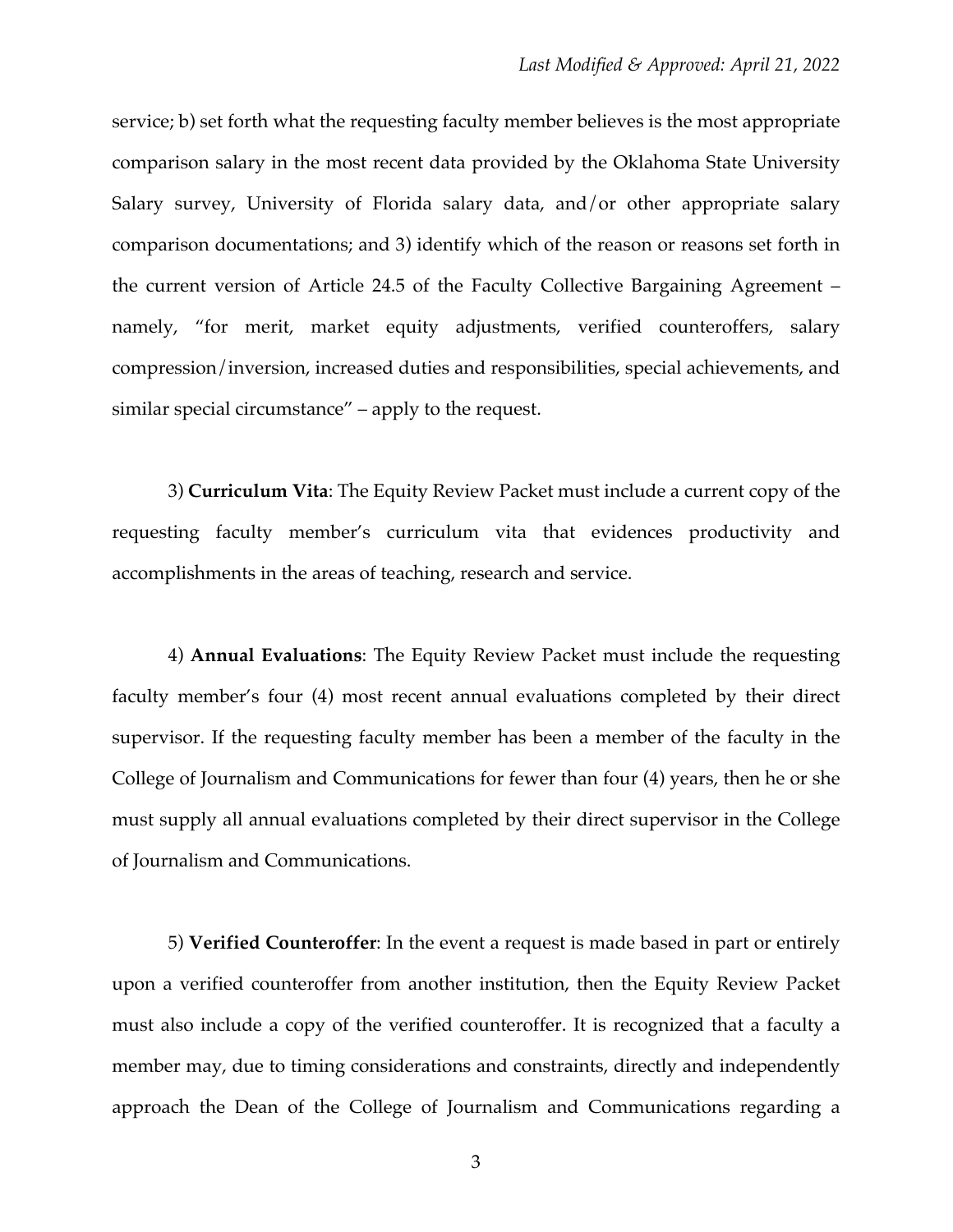service; b) set forth what the requesting faculty member believes is the most appropriate comparison salary in the most recent data provided by the Oklahoma State University Salary survey, University of Florida salary data, and/or other appropriate salary comparison documentations; and 3) identify which of the reason or reasons set forth in the current version of Article 24.5 of the Faculty Collective Bargaining Agreement – namely, "for merit, market equity adjustments, verified counteroffers, salary compression/inversion, increased duties and responsibilities, special achievements, and similar special circumstance" – apply to the request.

3) **Curriculum Vita**: The Equity Review Packet must include a current copy of the requesting faculty member's curriculum vita that evidences productivity and accomplishments in the areas of teaching, research and service.

4) **Annual Evaluations**: The Equity Review Packet must include the requesting faculty member's four (4) most recent annual evaluations completed by their direct supervisor. If the requesting faculty member has been a member of the faculty in the College of Journalism and Communications for fewer than four (4) years, then he or she must supply all annual evaluations completed by their direct supervisor in the College of Journalism and Communications.

5) **Verified Counteroffer**: In the event a request is made based in part or entirely upon a verified counteroffer from another institution, then the Equity Review Packet must also include a copy of the verified counteroffer. It is recognized that a faculty a member may, due to timing considerations and constraints, directly and independently approach the Dean of the College of Journalism and Communications regarding a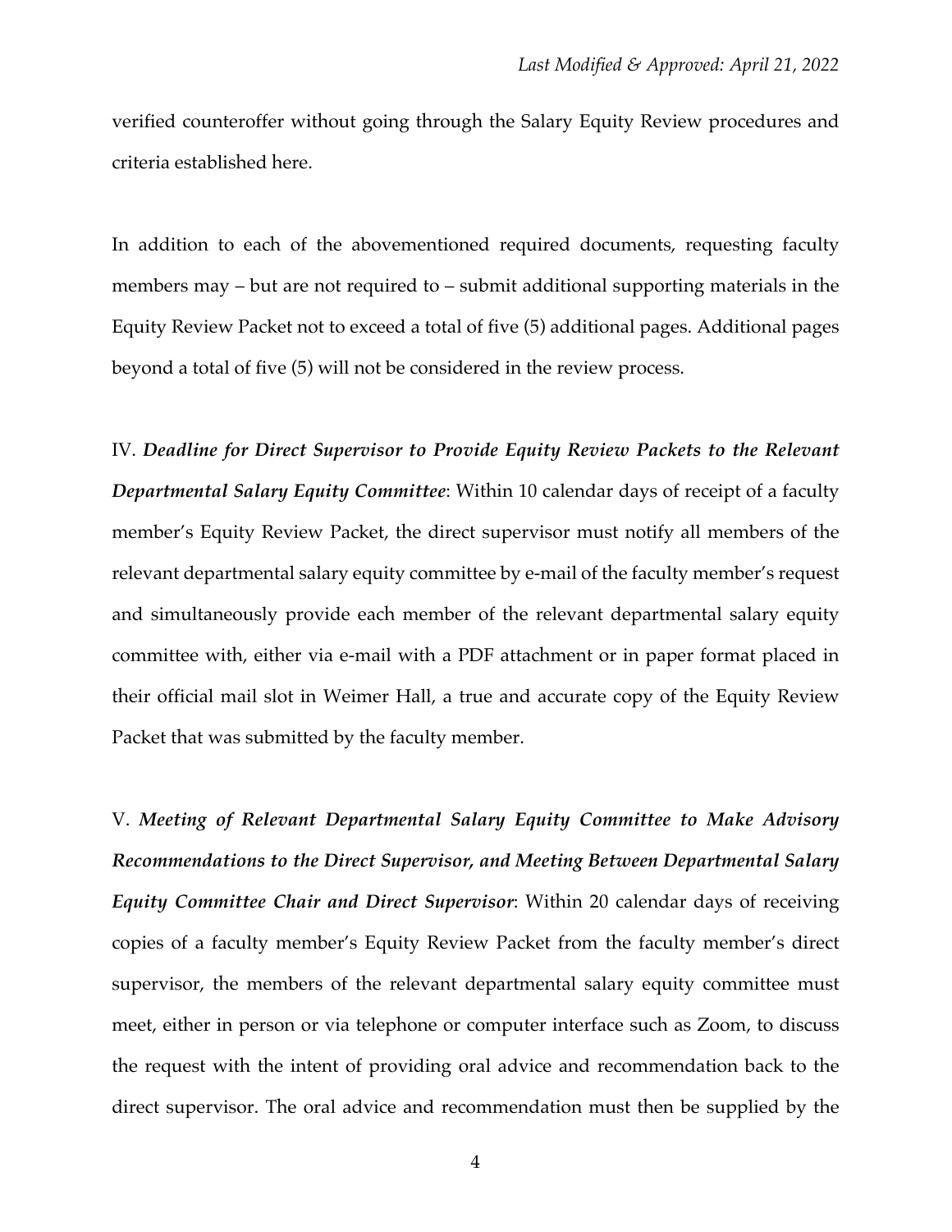verified counteroffer without going through the Salary Equity Review procedures and criteria established here.

In addition to each of the abovementioned required documents, requesting faculty members may – but are not required to – submit additional supporting materials in the Equity Review Packet not to exceed a total of five (5) additional pages. Additional pages beyond a total of five (5) will not be considered in the review process.

IV. ***Deadline for Direct Supervisor to Provide Equity Review Packets to the Relevant Departmental Salary Equity Committee***: Within 10 calendar days of receipt of a faculty member's Equity Review Packet, the direct supervisor must notify all members of the relevant departmental salary equity committee by e-mail of the faculty member's request and simultaneously provide each member of the relevant departmental salary equity committee with, either via e-mail with a PDF attachment or in paper format placed in their official mail slot in Weimer Hall, a true and accurate copy of the Equity Review Packet that was submitted by the faculty member.

V. ***Meeting of Relevant Departmental Salary Equity Committee to Make Advisory Recommendations to the Direct Supervisor, and Meeting Between Departmental Salary Equity Committee Chair and Direct Supervisor***: Within 20 calendar days of receiving copies of a faculty member's Equity Review Packet from the faculty member's direct supervisor, the members of the relevant departmental salary equity committee must meet, either in person or via telephone or computer interface such as Zoom, to discuss the request with the intent of providing oral advice and recommendation back to the direct supervisor. The oral advice and recommendation must then be supplied by the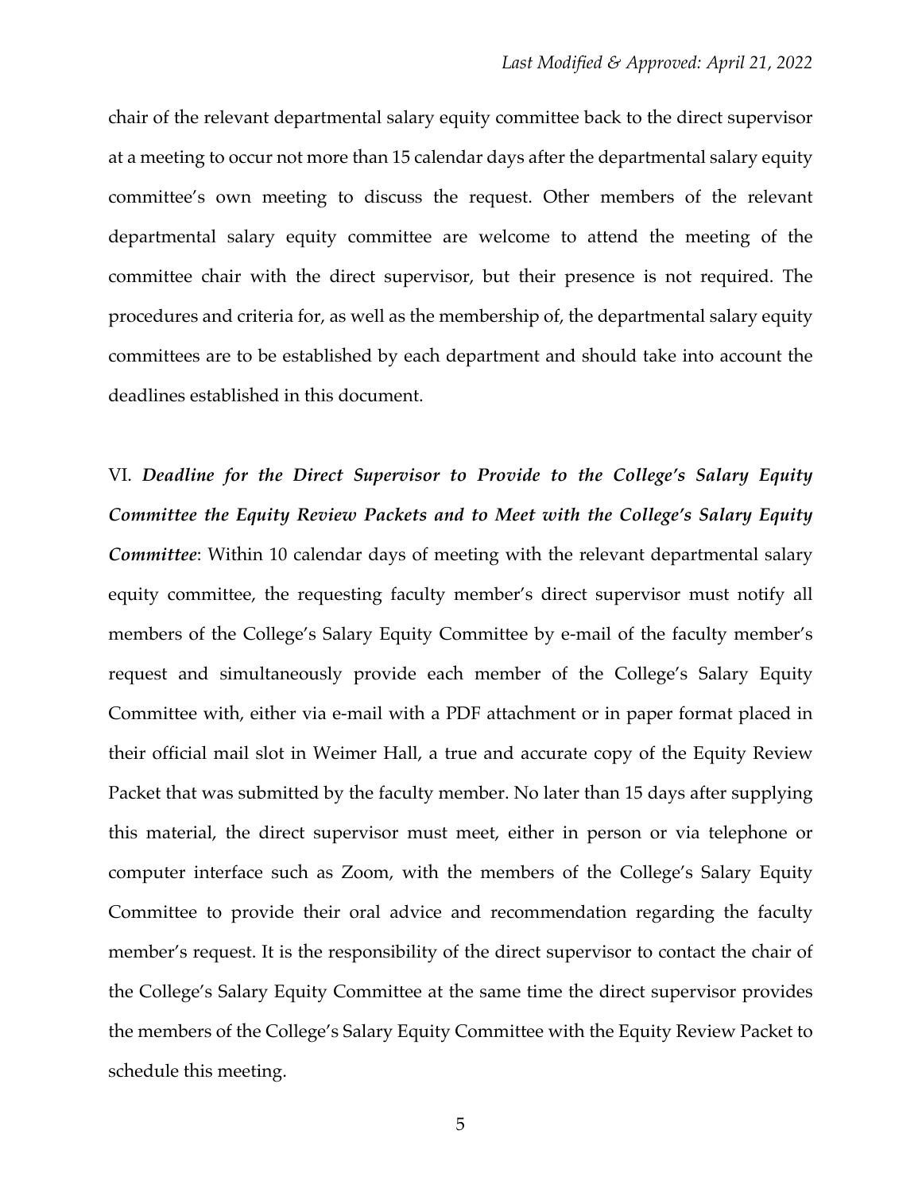chair of the relevant departmental salary equity committee back to the direct supervisor at a meeting to occur not more than 15 calendar days after the departmental salary equity committee's own meeting to discuss the request. Other members of the relevant departmental salary equity committee are welcome to attend the meeting of the committee chair with the direct supervisor, but their presence is not required. The procedures and criteria for, as well as the membership of, the departmental salary equity committees are to be established by each department and should take into account the deadlines established in this document.

VI. ***Deadline for the Direct Supervisor to Provide to the College's Salary Equity Committee the Equity Review Packets and to Meet with the College's Salary Equity Committee***: Within 10 calendar days of meeting with the relevant departmental salary equity committee, the requesting faculty member's direct supervisor must notify all members of the College's Salary Equity Committee by e-mail of the faculty member's request and simultaneously provide each member of the College's Salary Equity Committee with, either via e-mail with a PDF attachment or in paper format placed in their official mail slot in Weimer Hall, a true and accurate copy of the Equity Review Packet that was submitted by the faculty member. No later than 15 days after supplying this material, the direct supervisor must meet, either in person or via telephone or computer interface such as Zoom, with the members of the College's Salary Equity Committee to provide their oral advice and recommendation regarding the faculty member's request. It is the responsibility of the direct supervisor to contact the chair of the College's Salary Equity Committee at the same time the direct supervisor provides the members of the College's Salary Equity Committee with the Equity Review Packet to schedule this meeting.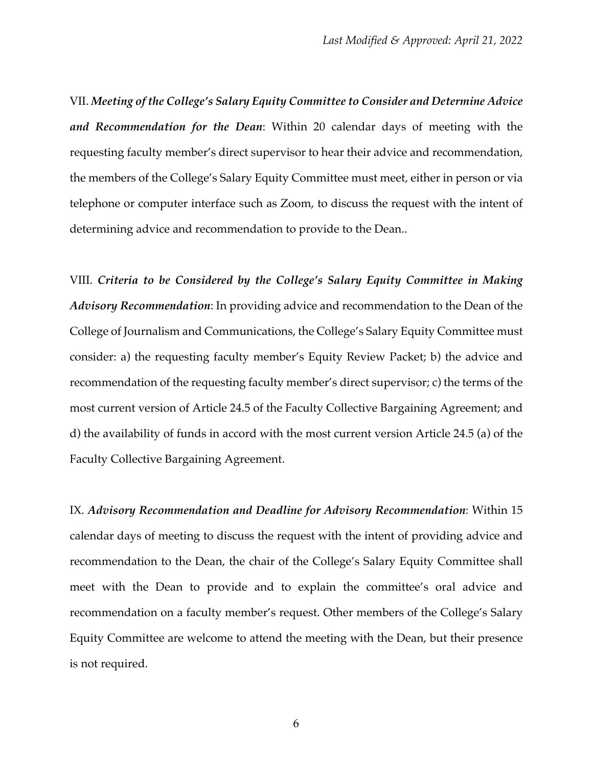VII. ***Meeting of the College's Salary Equity Committee to Consider and Determine Advice and Recommendation for the Dean***: Within 20 calendar days of meeting with the requesting faculty member's direct supervisor to hear their advice and recommendation, the members of the College's Salary Equity Committee must meet, either in person or via telephone or computer interface such as Zoom, to discuss the request with the intent of determining advice and recommendation to provide to the Dean..

VIII. ***Criteria to be Considered by the College's Salary Equity Committee in Making Advisory Recommendation***: In providing advice and recommendation to the Dean of the College of Journalism and Communications, the College's Salary Equity Committee must consider: a) the requesting faculty member's Equity Review Packet; b) the advice and recommendation of the requesting faculty member's direct supervisor; c) the terms of the most current version of Article 24.5 of the Faculty Collective Bargaining Agreement; and d) the availability of funds in accord with the most current version Article 24.5 (a) of the Faculty Collective Bargaining Agreement.

IX. ***Advisory Recommendation and Deadline for Advisory Recommendation***: Within 15 calendar days of meeting to discuss the request with the intent of providing advice and recommendation to the Dean, the chair of the College's Salary Equity Committee shall meet with the Dean to provide and to explain the committee's oral advice and recommendation on a faculty member's request. Other members of the College's Salary Equity Committee are welcome to attend the meeting with the Dean, but their presence is not required.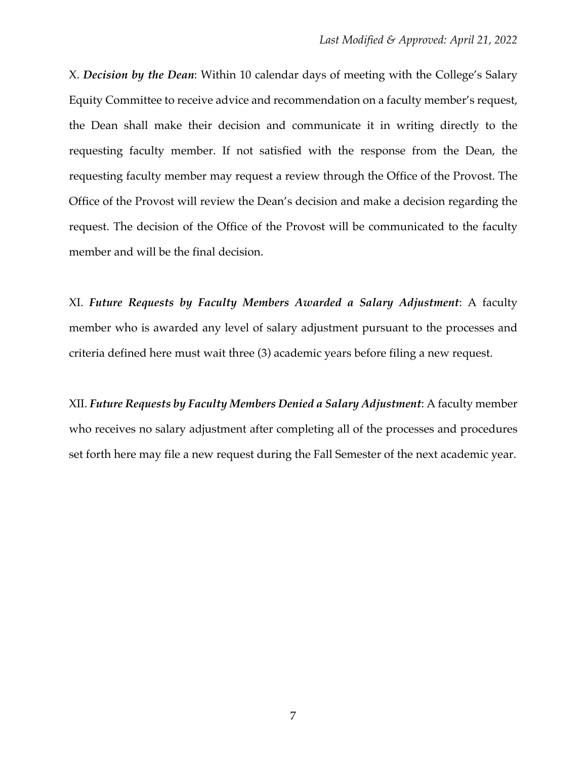X. ***Decision by the Dean***: Within 10 calendar days of meeting with the College's Salary Equity Committee to receive advice and recommendation on a faculty member's request, the Dean shall make their decision and communicate it in writing directly to the requesting faculty member. If not satisfied with the response from the Dean, the requesting faculty member may request a review through the Office of the Provost. The Office of the Provost will review the Dean's decision and make a decision regarding the request. The decision of the Office of the Provost will be communicated to the faculty member and will be the final decision.

XI. ***Future Requests by Faculty Members Awarded a Salary Adjustment***: A faculty member who is awarded any level of salary adjustment pursuant to the processes and criteria defined here must wait three (3) academic years before filing a new request.

XII. ***Future Requests by Faculty Members Denied a Salary Adjustment***: A faculty member who receives no salary adjustment after completing all of the processes and procedures set forth here may file a new request during the Fall Semester of the next academic year.